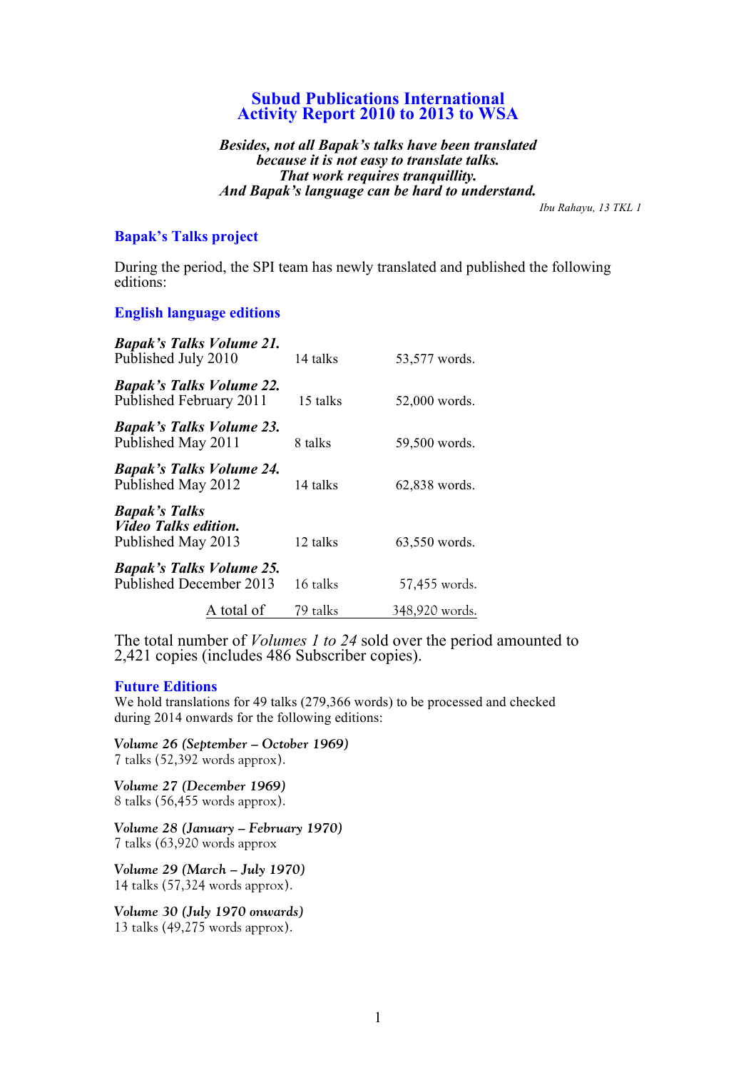# Subud Publications International
# Activity Report 2010 to 2013 to WSA

***Besides, not all Bapak's talks have been translated***
***because it is not easy to translate talks.***
***That work requires tranquillity.***
***And Bapak's language can be hard to understand.***

*Ibu Rahayu, 13 TKL 1*

## Bapak's Talks project

During the period, the SPI team has newly translated and published the following editions:

### English language editions

| Edition | Talks | Words |
|---|---|---|
| ***Bapak's Talks Volume 21.*** Published July 2010 | 14 talks | 53,577 words. |
| ***Bapak's Talks Volume 22.*** Published February 2011 | 15 talks | 52,000 words. |
| ***Bapak's Talks Volume 23.*** Published May 2011 | 8 talks | 59,500 words. |
| ***Bapak's Talks Volume 24.*** Published May 2012 | 14 talks | 62,838 words. |
| ***Bapak's Talks Video Talks edition.*** Published May 2013 | 12 talks | 63,550 words. |
| ***Bapak's Talks Volume 25.*** Published December 2013 | 16 talks | 57,455 words. |
| A total of | 79 talks | 348,920 words. |

The total number of *Volumes 1 to 24* sold over the period amounted to 2,421 copies (includes 486 Subscriber copies).

### Future Editions

We hold translations for 49 talks (279,366 words) to be processed and checked during 2014 onwards for the following editions:

*Volume 26 (September – October 1969)*
7 talks (52,392 words approx).

*Volume 27 (December 1969)*
8 talks (56,455 words approx).

*Volume 28 (January – February 1970)*
7 talks (63,920 words approx

*Volume 29 (March – July 1970)*
14 talks (57,324 words approx).

*Volume 30 (July 1970 onwards)*
13 talks (49,275 words approx).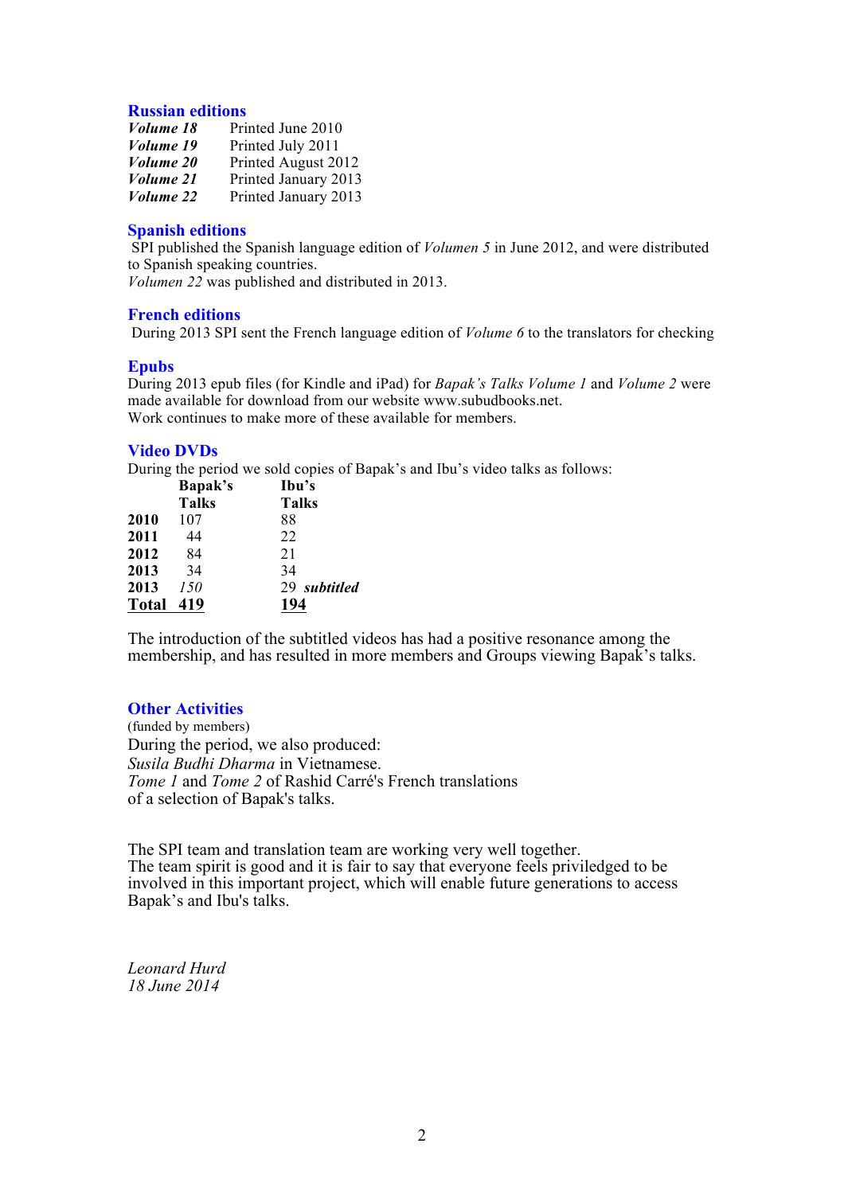## Russian editions

| | |
|---|---|
| ***Volume 18*** | Printed June 2010 |
| ***Volume 19*** | Printed July 2011 |
| ***Volume 20*** | Printed August 2012 |
| ***Volume 21*** | Printed January 2013 |
| ***Volume 22*** | Printed January 2013 |

## Spanish editions

SPI published the Spanish language edition of *Volumen 5* in June 2012, and were distributed to Spanish speaking countries.
*Volumen 22* was published and distributed in 2013.

## French editions

During 2013 SPI sent the French language edition of *Volume 6* to the translators for checking

## Epubs

During 2013 epub files (for Kindle and iPad) for *Bapak's Talks Volume 1* and *Volume 2* were made available for download from our website www.subudbooks.net.
Work continues to make more of these available for members.

## Video DVDs

During the period we sold copies of Bapak's and Ibu's video talks as follows:

| | **Bapak's Talks** | **Ibu's Talks** | |
|---|---|---|---|
| **2010** | 107 | 88 | |
| **2011** | 44 | 22 | |
| **2012** | 84 | 21 | |
| **2013** | 34 | 34 | |
| **2013** | *150* | 29 | ***subtitled*** |
| **Total** | **419** | **194** | |

The introduction of the subtitled videos has had a positive resonance among the membership, and has resulted in more members and Groups viewing Bapak's talks.

## Other Activities

(funded by members)

During the period, we also produced:
*Susila Budhi Dharma* in Vietnamese.
*Tome 1* and *Tome 2* of Rashid Carré's French translations of a selection of Bapak's talks.

The SPI team and translation team are working very well together.
The team spirit is good and it is fair to say that everyone feels priviledged to be involved in this important project, which will enable future generations to access Bapak's and Ibu's talks.

*Leonard Hurd*
*18 June 2014*